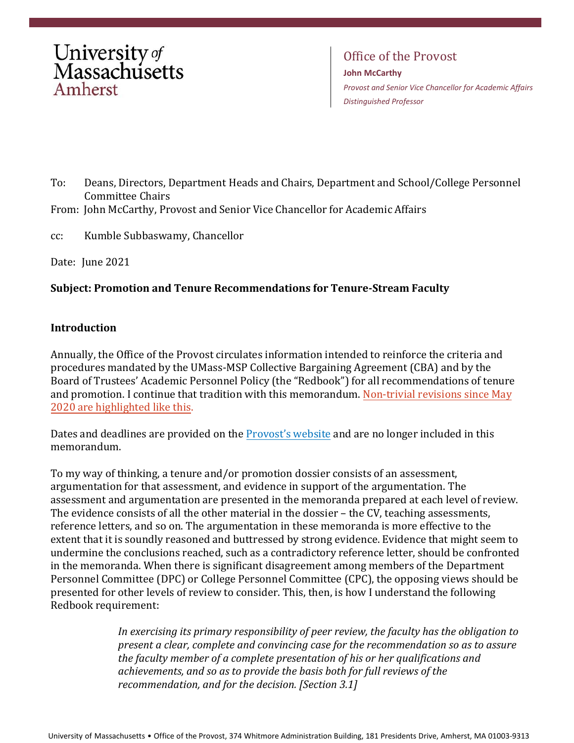University of Massachusetts Amherst

Office of the Provost
**John McCarthy**
*Provost and Senior Vice Chancellor for Academic Affairs*
*Distinguished Professor*

To: Deans, Directors, Department Heads and Chairs, Department and School/College Personnel Committee Chairs
From: John McCarthy, Provost and Senior Vice Chancellor for Academic Affairs

cc: Kumble Subbaswamy, Chancellor

Date: June 2021

**Subject: Promotion and Tenure Recommendations for Tenure-Stream Faculty**

**Introduction**

Annually, the Office of the Provost circulates information intended to reinforce the criteria and procedures mandated by the UMass-MSP Collective Bargaining Agreement (CBA) and by the Board of Trustees' Academic Personnel Policy (the "Redbook") for all recommendations of tenure and promotion. I continue that tradition with this memorandum. Non-trivial revisions since May 2020 are highlighted like this.

Dates and deadlines are provided on the Provost's website and are no longer included in this memorandum.

To my way of thinking, a tenure and/or promotion dossier consists of an assessment, argumentation for that assessment, and evidence in support of the argumentation. The assessment and argumentation are presented in the memoranda prepared at each level of review. The evidence consists of all the other material in the dossier – the CV, teaching assessments, reference letters, and so on. The argumentation in these memoranda is more effective to the extent that it is soundly reasoned and buttressed by strong evidence. Evidence that might seem to undermine the conclusions reached, such as a contradictory reference letter, should be confronted in the memoranda. When there is significant disagreement among members of the Department Personnel Committee (DPC) or College Personnel Committee (CPC), the opposing views should be presented for other levels of review to consider. This, then, is how I understand the following Redbook requirement:

> *In exercising its primary responsibility of peer review, the faculty has the obligation to present a clear, complete and convincing case for the recommendation so as to assure the faculty member of a complete presentation of his or her qualifications and achievements, and so as to provide the basis both for full reviews of the recommendation, and for the decision. [Section 3.1]*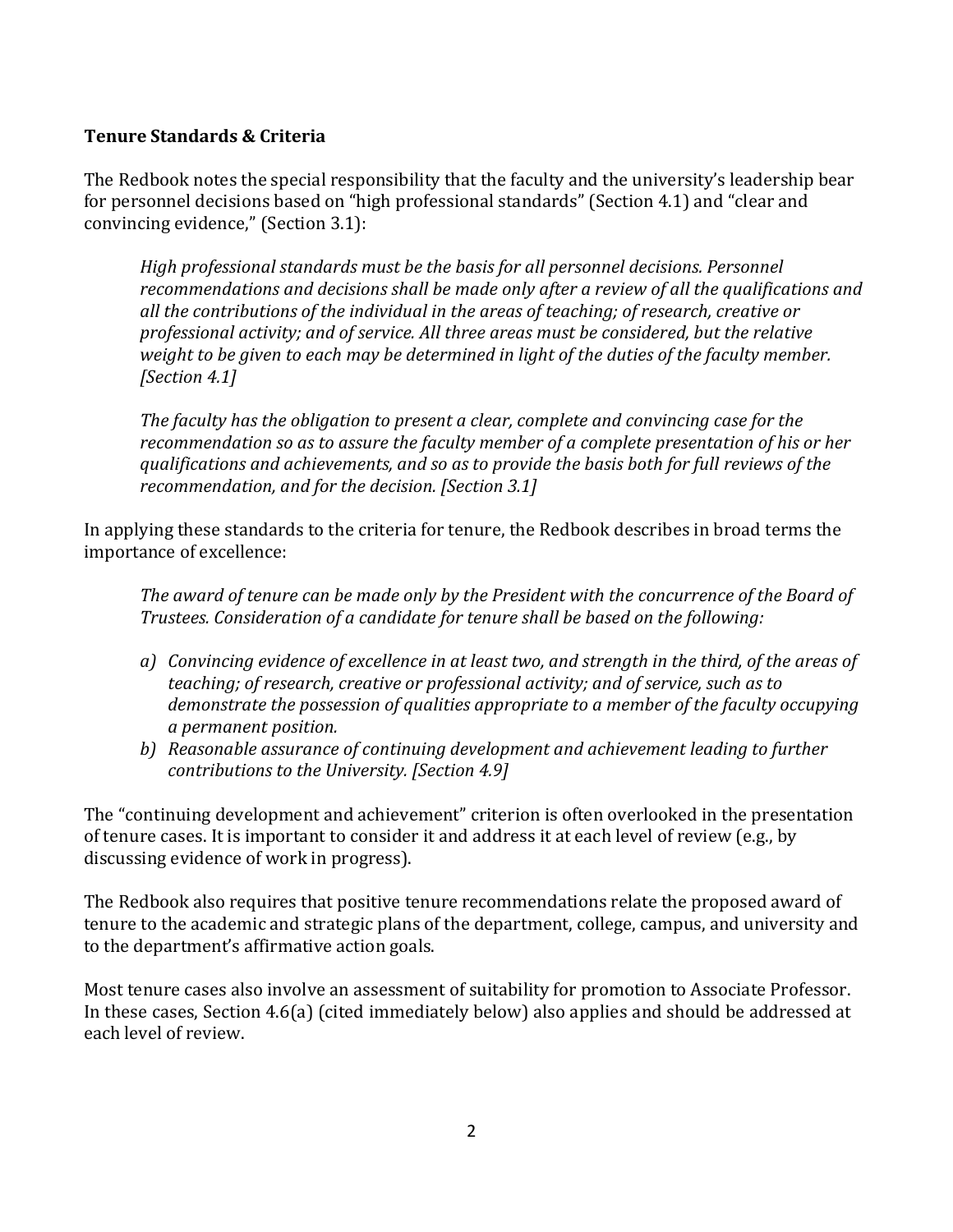**Tenure Standards & Criteria**

The Redbook notes the special responsibility that the faculty and the university's leadership bear for personnel decisions based on "high professional standards" (Section 4.1) and "clear and convincing evidence," (Section 3.1):

> *High professional standards must be the basis for all personnel decisions. Personnel recommendations and decisions shall be made only after a review of all the qualifications and all the contributions of the individual in the areas of teaching; of research, creative or professional activity; and of service. All three areas must be considered, but the relative weight to be given to each may be determined in light of the duties of the faculty member. [Section 4.1]*
>
> *The faculty has the obligation to present a clear, complete and convincing case for the recommendation so as to assure the faculty member of a complete presentation of his or her qualifications and achievements, and so as to provide the basis both for full reviews of the recommendation, and for the decision. [Section 3.1]*

In applying these standards to the criteria for tenure, the Redbook describes in broad terms the importance of excellence:

> *The award of tenure can be made only by the President with the concurrence of the Board of Trustees. Consideration of a candidate for tenure shall be based on the following:*
>
> *a) Convincing evidence of excellence in at least two, and strength in the third, of the areas of teaching; of research, creative or professional activity; and of service, such as to demonstrate the possession of qualities appropriate to a member of the faculty occupying a permanent position.*
>
> *b) Reasonable assurance of continuing development and achievement leading to further contributions to the University. [Section 4.9]*

The "continuing development and achievement" criterion is often overlooked in the presentation of tenure cases. It is important to consider it and address it at each level of review (e.g., by discussing evidence of work in progress).

The Redbook also requires that positive tenure recommendations relate the proposed award of tenure to the academic and strategic plans of the department, college, campus, and university and to the department's affirmative action goals.

Most tenure cases also involve an assessment of suitability for promotion to Associate Professor. In these cases, Section 4.6(a) (cited immediately below) also applies and should be addressed at each level of review.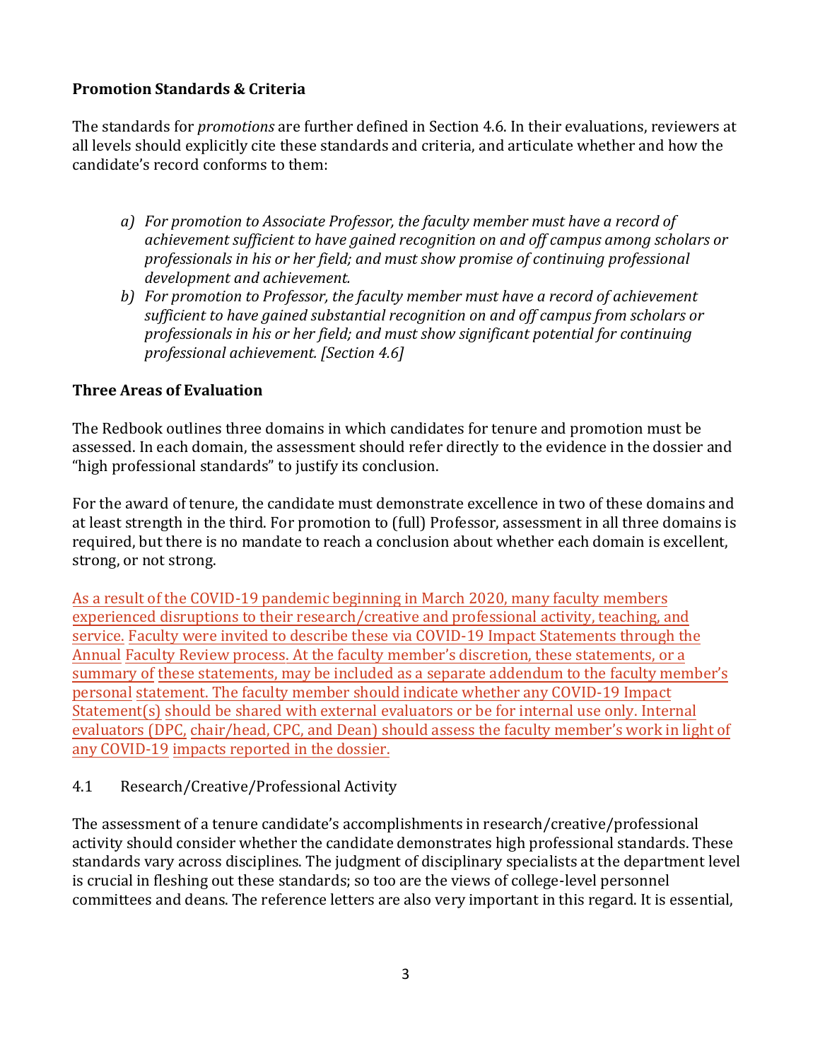**Promotion Standards & Criteria**

The standards for *promotions* are further defined in Section 4.6. In their evaluations, reviewers at all levels should explicitly cite these standards and criteria, and articulate whether and how the candidate's record conforms to them:

a) *For promotion to Associate Professor, the faculty member must have a record of achievement sufficient to have gained recognition on and off campus among scholars or professionals in his or her field; and must show promise of continuing professional development and achievement.*
b) *For promotion to Professor, the faculty member must have a record of achievement sufficient to have gained substantial recognition on and off campus from scholars or professionals in his or her field; and must show significant potential for continuing professional achievement. [Section 4.6]*

**Three Areas of Evaluation**

The Redbook outlines three domains in which candidates for tenure and promotion must be assessed. In each domain, the assessment should refer directly to the evidence in the dossier and "high professional standards" to justify its conclusion.

For the award of tenure, the candidate must demonstrate excellence in two of these domains and at least strength in the third. For promotion to (full) Professor, assessment in all three domains is required, but there is no mandate to reach a conclusion about whether each domain is excellent, strong, or not strong.

As a result of the COVID-19 pandemic beginning in March 2020, many faculty members experienced disruptions to their research/creative and professional activity, teaching, and service. Faculty were invited to describe these via COVID-19 Impact Statements through the Annual Faculty Review process. At the faculty member's discretion, these statements, or a summary of these statements, may be included as a separate addendum to the faculty member's personal statement. The faculty member should indicate whether any COVID-19 Impact Statement(s) should be shared with external evaluators or be for internal use only. Internal evaluators (DPC, chair/head, CPC, and Dean) should assess the faculty member's work in light of any COVID-19 impacts reported in the dossier.

4.1 Research/Creative/Professional Activity

The assessment of a tenure candidate's accomplishments in research/creative/professional activity should consider whether the candidate demonstrates high professional standards. These standards vary across disciplines. The judgment of disciplinary specialists at the department level is crucial in fleshing out these standards; so too are the views of college-level personnel committees and deans. The reference letters are also very important in this regard. It is essential,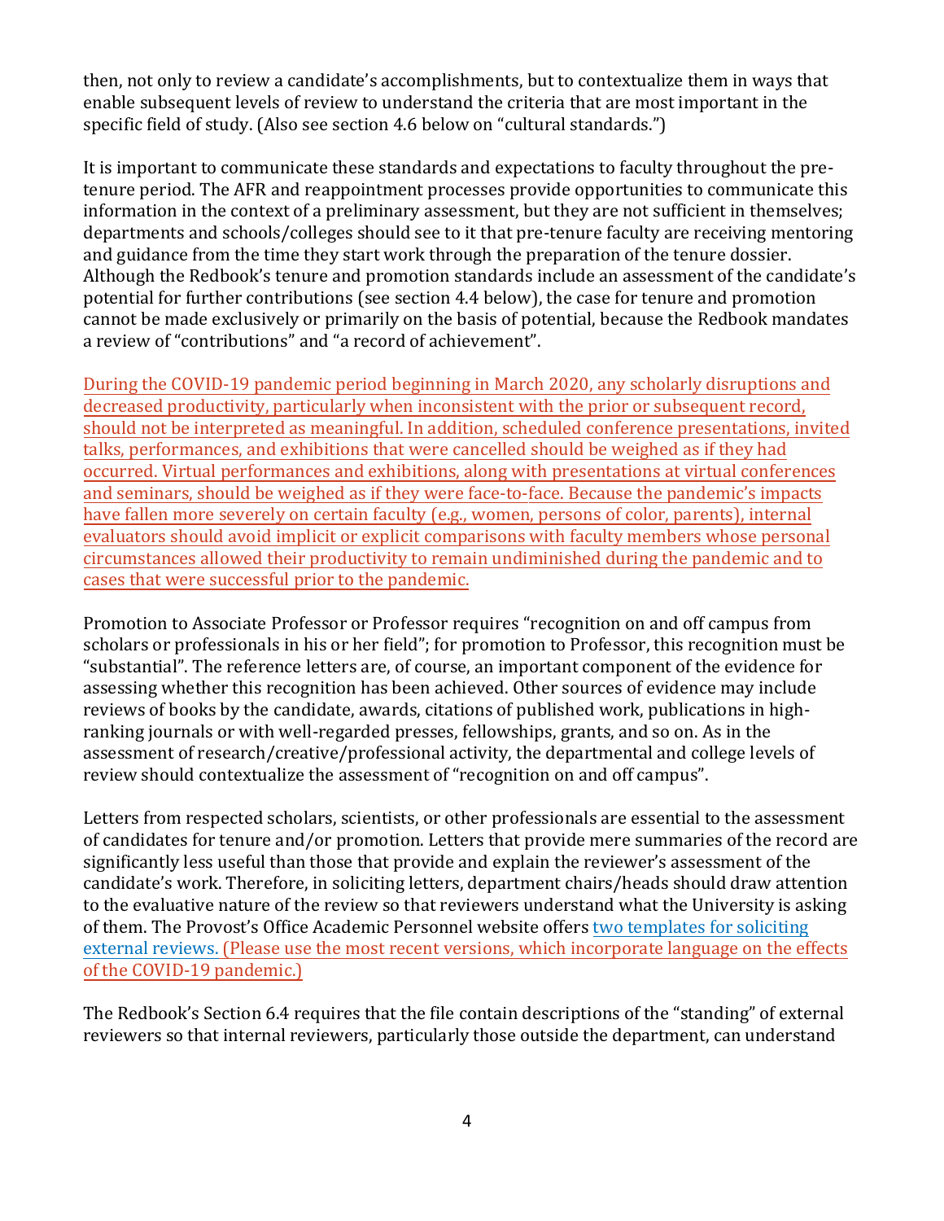then, not only to review a candidate's accomplishments, but to contextualize them in ways that enable subsequent levels of review to understand the criteria that are most important in the specific field of study. (Also see section 4.6 below on "cultural standards.")

It is important to communicate these standards and expectations to faculty throughout the pre-tenure period. The AFR and reappointment processes provide opportunities to communicate this information in the context of a preliminary assessment, but they are not sufficient in themselves; departments and schools/colleges should see to it that pre-tenure faculty are receiving mentoring and guidance from the time they start work through the preparation of the tenure dossier. Although the Redbook's tenure and promotion standards include an assessment of the candidate's potential for further contributions (see section 4.4 below), the case for tenure and promotion cannot be made exclusively or primarily on the basis of potential, because the Redbook mandates a review of "contributions" and "a record of achievement".

During the COVID-19 pandemic period beginning in March 2020, any scholarly disruptions and decreased productivity, particularly when inconsistent with the prior or subsequent record, should not be interpreted as meaningful. In addition, scheduled conference presentations, invited talks, performances, and exhibitions that were cancelled should be weighed as if they had occurred. Virtual performances and exhibitions, along with presentations at virtual conferences and seminars, should be weighed as if they were face-to-face. Because the pandemic's impacts have fallen more severely on certain faculty (e.g., women, persons of color, parents), internal evaluators should avoid implicit or explicit comparisons with faculty members whose personal circumstances allowed their productivity to remain undiminished during the pandemic and to cases that were successful prior to the pandemic.

Promotion to Associate Professor or Professor requires "recognition on and off campus from scholars or professionals in his or her field"; for promotion to Professor, this recognition must be "substantial". The reference letters are, of course, an important component of the evidence for assessing whether this recognition has been achieved. Other sources of evidence may include reviews of books by the candidate, awards, citations of published work, publications in high-ranking journals or with well-regarded presses, fellowships, grants, and so on. As in the assessment of research/creative/professional activity, the departmental and college levels of review should contextualize the assessment of "recognition on and off campus".

Letters from respected scholars, scientists, or other professionals are essential to the assessment of candidates for tenure and/or promotion. Letters that provide mere summaries of the record are significantly less useful than those that provide and explain the reviewer's assessment of the candidate's work. Therefore, in soliciting letters, department chairs/heads should draw attention to the evaluative nature of the review so that reviewers understand what the University is asking of them. The Provost's Office Academic Personnel website offers two templates for soliciting external reviews. (Please use the most recent versions, which incorporate language on the effects of the COVID-19 pandemic.)

The Redbook's Section 6.4 requires that the file contain descriptions of the "standing" of external reviewers so that internal reviewers, particularly those outside the department, can understand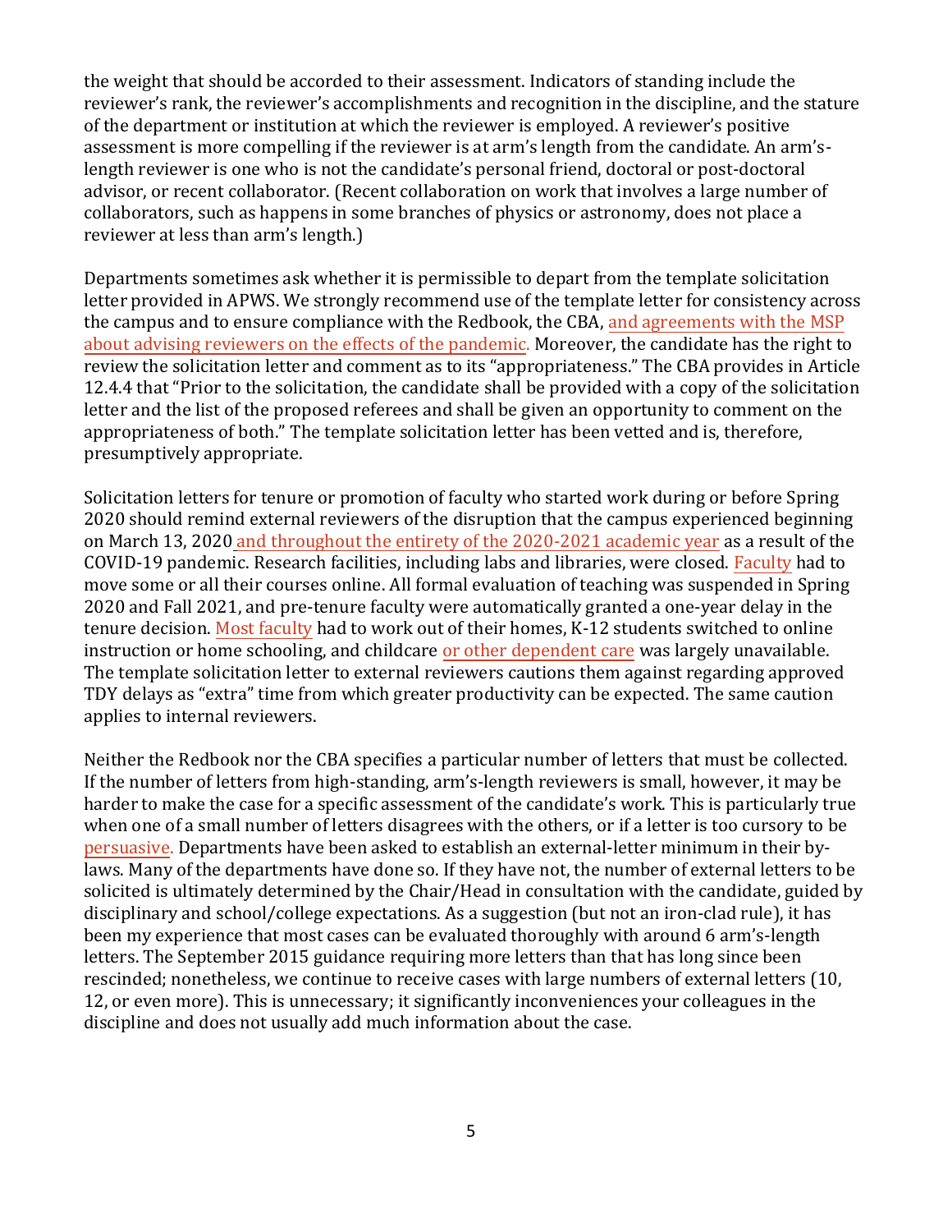the weight that should be accorded to their assessment. Indicators of standing include the reviewer's rank, the reviewer's accomplishments and recognition in the discipline, and the stature of the department or institution at which the reviewer is employed. A reviewer's positive assessment is more compelling if the reviewer is at arm's length from the candidate. An arm's-length reviewer is one who is not the candidate's personal friend, doctoral or post-doctoral advisor, or recent collaborator. (Recent collaboration on work that involves a large number of collaborators, such as happens in some branches of physics or astronomy, does not place a reviewer at less than arm's length.)

Departments sometimes ask whether it is permissible to depart from the template solicitation letter provided in APWS. We strongly recommend use of the template letter for consistency across the campus and to ensure compliance with the Redbook, the CBA, and agreements with the MSP about advising reviewers on the effects of the pandemic. Moreover, the candidate has the right to review the solicitation letter and comment as to its "appropriateness." The CBA provides in Article 12.4.4 that "Prior to the solicitation, the candidate shall be provided with a copy of the solicitation letter and the list of the proposed referees and shall be given an opportunity to comment on the appropriateness of both." The template solicitation letter has been vetted and is, therefore, presumptively appropriate.

Solicitation letters for tenure or promotion of faculty who started work during or before Spring 2020 should remind external reviewers of the disruption that the campus experienced beginning on March 13, 2020 and throughout the entirety of the 2020-2021 academic year as a result of the COVID-19 pandemic. Research facilities, including labs and libraries, were closed. Faculty had to move some or all their courses online. All formal evaluation of teaching was suspended in Spring 2020 and Fall 2021, and pre-tenure faculty were automatically granted a one-year delay in the tenure decision. Most faculty had to work out of their homes, K-12 students switched to online instruction or home schooling, and childcare or other dependent care was largely unavailable. The template solicitation letter to external reviewers cautions them against regarding approved TDY delays as "extra" time from which greater productivity can be expected. The same caution applies to internal reviewers.

Neither the Redbook nor the CBA specifies a particular number of letters that must be collected. If the number of letters from high-standing, arm's-length reviewers is small, however, it may be harder to make the case for a specific assessment of the candidate's work. This is particularly true when one of a small number of letters disagrees with the others, or if a letter is too cursory to be persuasive. Departments have been asked to establish an external-letter minimum in their by-laws. Many of the departments have done so. If they have not, the number of external letters to be solicited is ultimately determined by the Chair/Head in consultation with the candidate, guided by disciplinary and school/college expectations. As a suggestion (but not an iron-clad rule), it has been my experience that most cases can be evaluated thoroughly with around 6 arm's-length letters. The September 2015 guidance requiring more letters than that has long since been rescinded; nonetheless, we continue to receive cases with large numbers of external letters (10, 12, or even more). This is unnecessary; it significantly inconveniences your colleagues in the discipline and does not usually add much information about the case.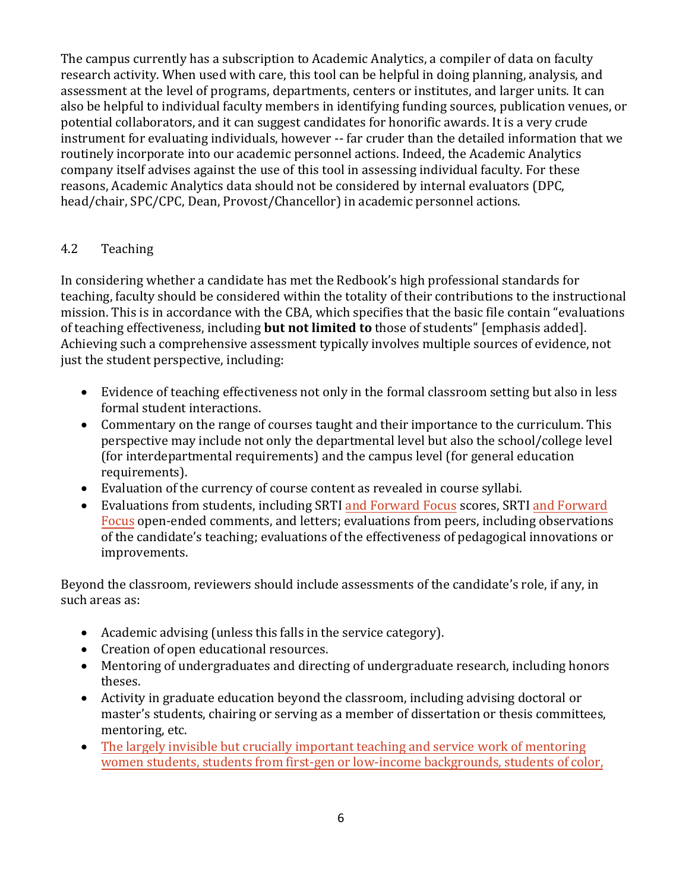The campus currently has a subscription to Academic Analytics, a compiler of data on faculty research activity. When used with care, this tool can be helpful in doing planning, analysis, and assessment at the level of programs, departments, centers or institutes, and larger units. It can also be helpful to individual faculty members in identifying funding sources, publication venues, or potential collaborators, and it can suggest candidates for honorific awards. It is a very crude instrument for evaluating individuals, however -- far cruder than the detailed information that we routinely incorporate into our academic personnel actions. Indeed, the Academic Analytics company itself advises against the use of this tool in assessing individual faculty. For these reasons, Academic Analytics data should not be considered by internal evaluators (DPC, head/chair, SPC/CPC, Dean, Provost/Chancellor) in academic personnel actions.

## 4.2 Teaching

In considering whether a candidate has met the Redbook's high professional standards for teaching, faculty should be considered within the totality of their contributions to the instructional mission. This is in accordance with the CBA, which specifies that the basic file contain "evaluations of teaching effectiveness, including **but not limited to** those of students" [emphasis added]. Achieving such a comprehensive assessment typically involves multiple sources of evidence, not just the student perspective, including:

- Evidence of teaching effectiveness not only in the formal classroom setting but also in less formal student interactions.
- Commentary on the range of courses taught and their importance to the curriculum. This perspective may include not only the departmental level but also the school/college level (for interdepartmental requirements) and the campus level (for general education requirements).
- Evaluation of the currency of course content as revealed in course syllabi.
- Evaluations from students, including SRTI and Forward Focus scores, SRTI and Forward Focus open-ended comments, and letters; evaluations from peers, including observations of the candidate's teaching; evaluations of the effectiveness of pedagogical innovations or improvements.

Beyond the classroom, reviewers should include assessments of the candidate's role, if any, in such areas as:

- Academic advising (unless this falls in the service category).
- Creation of open educational resources.
- Mentoring of undergraduates and directing of undergraduate research, including honors theses.
- Activity in graduate education beyond the classroom, including advising doctoral or master's students, chairing or serving as a member of dissertation or thesis committees, mentoring, etc.
- The largely invisible but crucially important teaching and service work of mentoring women students, students from first-gen or low-income backgrounds, students of color,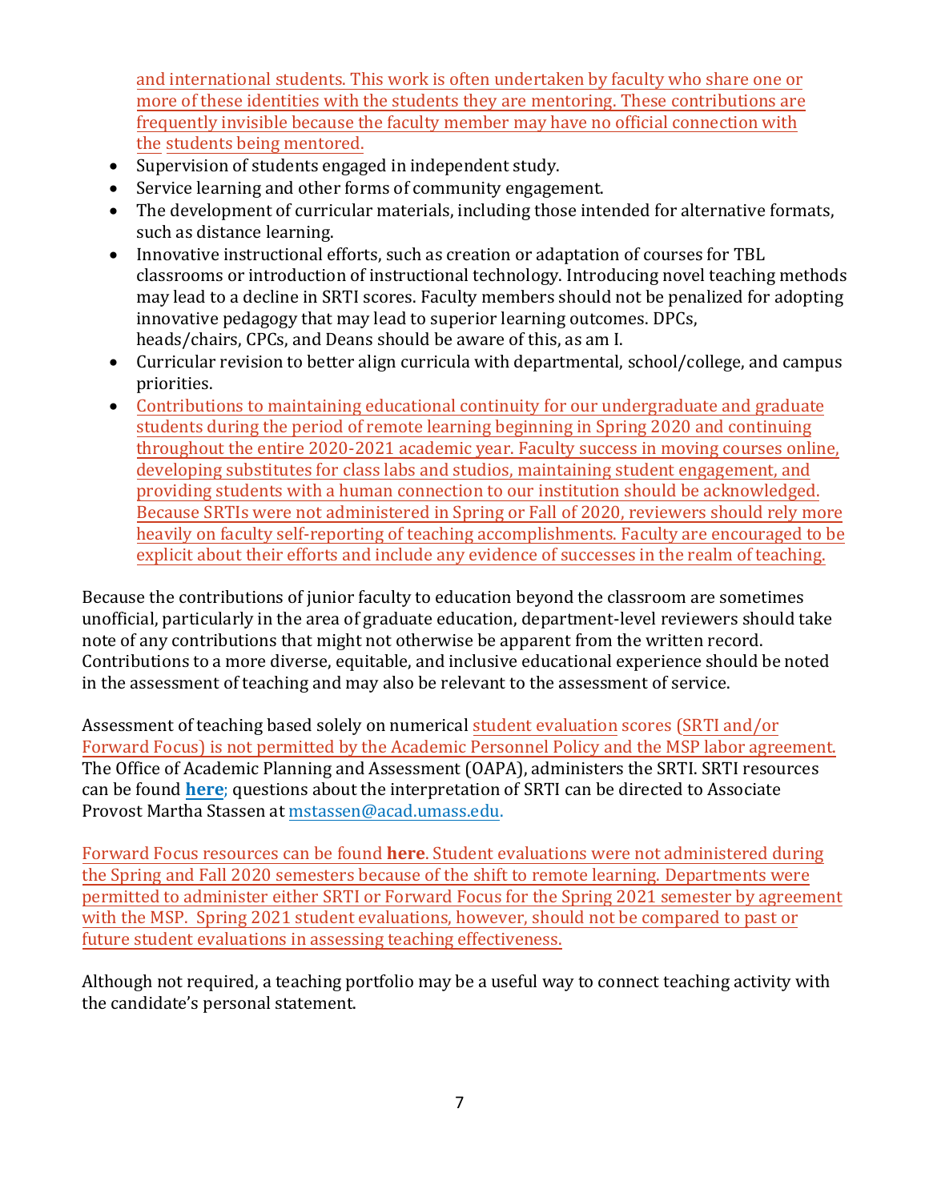and international students. This work is often undertaken by faculty who share one or more of these identities with the students they are mentoring. These contributions are frequently invisible because the faculty member may have no official connection with the students being mentored.

- Supervision of students engaged in independent study.
- Service learning and other forms of community engagement.
- The development of curricular materials, including those intended for alternative formats, such as distance learning.
- Innovative instructional efforts, such as creation or adaptation of courses for TBL classrooms or introduction of instructional technology. Introducing novel teaching methods may lead to a decline in SRTI scores. Faculty members should not be penalized for adopting innovative pedagogy that may lead to superior learning outcomes. DPCs, heads/chairs, CPCs, and Deans should be aware of this, as am I.
- Curricular revision to better align curricula with departmental, school/college, and campus priorities.
- Contributions to maintaining educational continuity for our undergraduate and graduate students during the period of remote learning beginning in Spring 2020 and continuing throughout the entire 2020-2021 academic year. Faculty success in moving courses online, developing substitutes for class labs and studios, maintaining student engagement, and providing students with a human connection to our institution should be acknowledged. Because SRTIs were not administered in Spring or Fall of 2020, reviewers should rely more heavily on faculty self-reporting of teaching accomplishments. Faculty are encouraged to be explicit about their efforts and include any evidence of successes in the realm of teaching.

Because the contributions of junior faculty to education beyond the classroom are sometimes unofficial, particularly in the area of graduate education, department-level reviewers should take note of any contributions that might not otherwise be apparent from the written record. Contributions to a more diverse, equitable, and inclusive educational experience should be noted in the assessment of teaching and may also be relevant to the assessment of service.

Assessment of teaching based solely on numerical student evaluation scores (SRTI and/or Forward Focus) is not permitted by the Academic Personnel Policy and the MSP labor agreement. The Office of Academic Planning and Assessment (OAPA), administers the SRTI. SRTI resources can be found **here**; questions about the interpretation of SRTI can be directed to Associate Provost Martha Stassen at mstassen@acad.umass.edu.

Forward Focus resources can be found **here**. Student evaluations were not administered during the Spring and Fall 2020 semesters because of the shift to remote learning. Departments were permitted to administer either SRTI or Forward Focus for the Spring 2021 semester by agreement with the MSP. Spring 2021 student evaluations, however, should not be compared to past or future student evaluations in assessing teaching effectiveness.

Although not required, a teaching portfolio may be a useful way to connect teaching activity with the candidate's personal statement.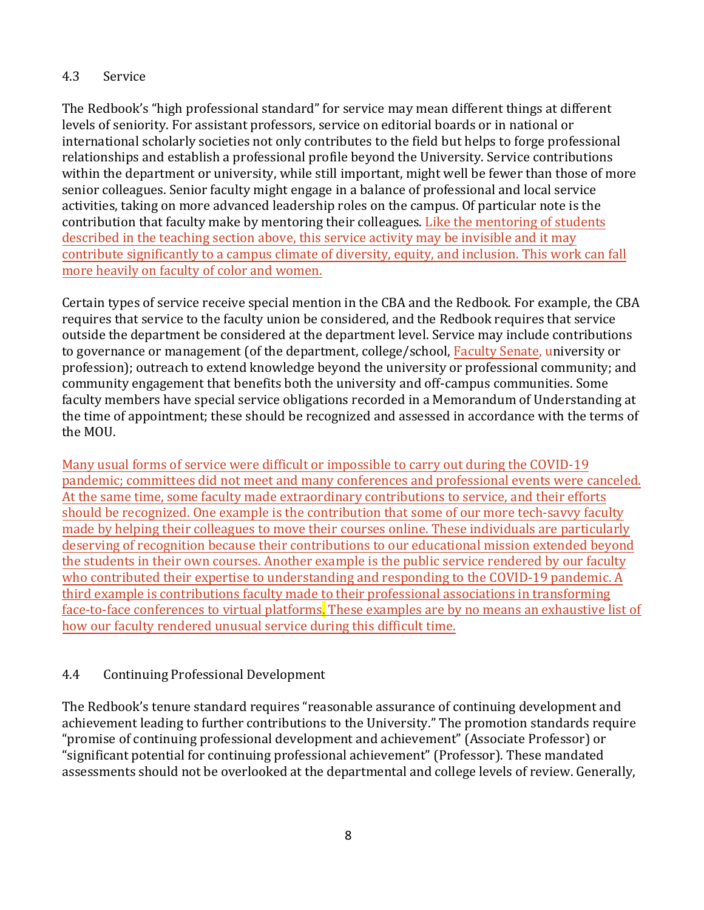### 4.3 Service

The Redbook's "high professional standard" for service may mean different things at different levels of seniority. For assistant professors, service on editorial boards or in national or international scholarly societies not only contributes to the field but helps to forge professional relationships and establish a professional profile beyond the University. Service contributions within the department or university, while still important, might well be fewer than those of more senior colleagues. Senior faculty might engage in a balance of professional and local service activities, taking on more advanced leadership roles on the campus. Of particular note is the contribution that faculty make by mentoring their colleagues. Like the mentoring of students described in the teaching section above, this service activity may be invisible and it may contribute significantly to a campus climate of diversity, equity, and inclusion. This work can fall more heavily on faculty of color and women.

Certain types of service receive special mention in the CBA and the Redbook. For example, the CBA requires that service to the faculty union be considered, and the Redbook requires that service outside the department be considered at the department level. Service may include contributions to governance or management (of the department, college/school, Faculty Senate, university or profession); outreach to extend knowledge beyond the university or professional community; and community engagement that benefits both the university and off-campus communities. Some faculty members have special service obligations recorded in a Memorandum of Understanding at the time of appointment; these should be recognized and assessed in accordance with the terms of the MOU.

Many usual forms of service were difficult or impossible to carry out during the COVID-19 pandemic; committees did not meet and many conferences and professional events were canceled. At the same time, some faculty made extraordinary contributions to service, and their efforts should be recognized. One example is the contribution that some of our more tech-savvy faculty made by helping their colleagues to move their courses online. These individuals are particularly deserving of recognition because their contributions to our educational mission extended beyond the students in their own courses. Another example is the public service rendered by our faculty who contributed their expertise to understanding and responding to the COVID-19 pandemic. A third example is contributions faculty made to their professional associations in transforming face-to-face conferences to virtual platforms. These examples are by no means an exhaustive list of how our faculty rendered unusual service during this difficult time.

### 4.4 Continuing Professional Development

The Redbook's tenure standard requires "reasonable assurance of continuing development and achievement leading to further contributions to the University." The promotion standards require "promise of continuing professional development and achievement" (Associate Professor) or "significant potential for continuing professional achievement" (Professor). These mandated assessments should not be overlooked at the departmental and college levels of review. Generally,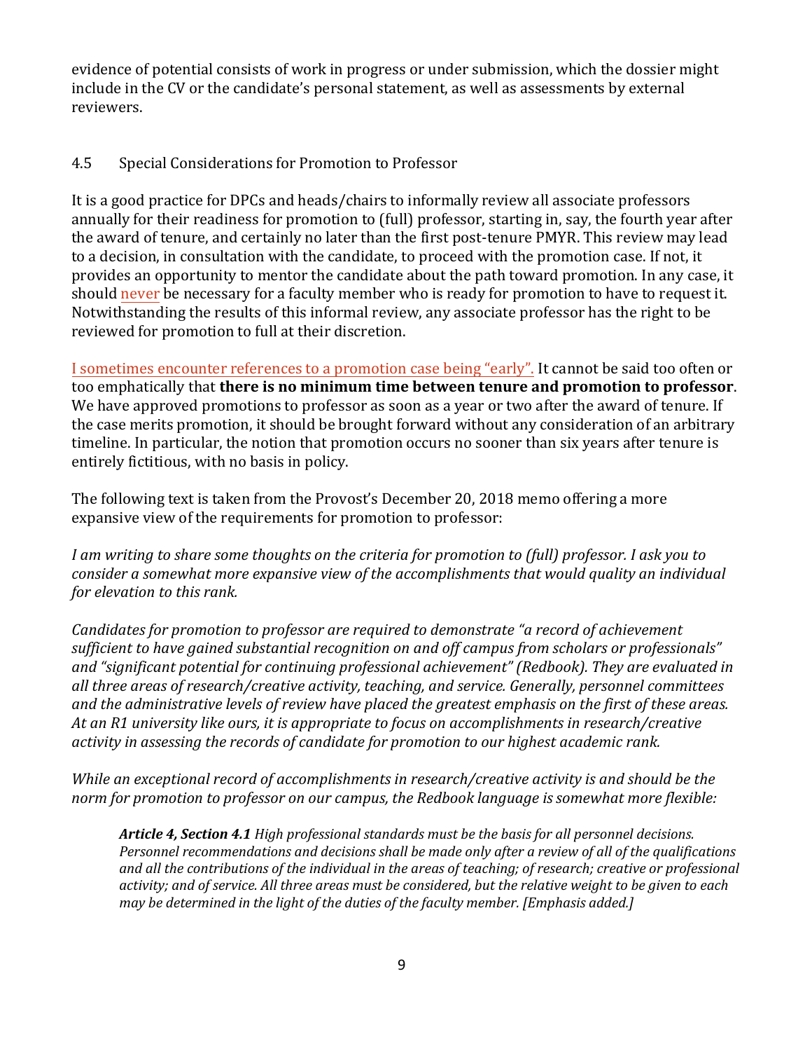evidence of potential consists of work in progress or under submission, which the dossier might include in the CV or the candidate's personal statement, as well as assessments by external reviewers.

## 4.5 Special Considerations for Promotion to Professor

It is a good practice for DPCs and heads/chairs to informally review all associate professors annually for their readiness for promotion to (full) professor, starting in, say, the fourth year after the award of tenure, and certainly no later than the first post-tenure PMYR. This review may lead to a decision, in consultation with the candidate, to proceed with the promotion case. If not, it provides an opportunity to mentor the candidate about the path toward promotion. In any case, it should never be necessary for a faculty member who is ready for promotion to have to request it. Notwithstanding the results of this informal review, any associate professor has the right to be reviewed for promotion to full at their discretion.

I sometimes encounter references to a promotion case being "early". It cannot be said too often or too emphatically that **there is no minimum time between tenure and promotion to professor**. We have approved promotions to professor as soon as a year or two after the award of tenure. If the case merits promotion, it should be brought forward without any consideration of an arbitrary timeline. In particular, the notion that promotion occurs no sooner than six years after tenure is entirely fictitious, with no basis in policy.

The following text is taken from the Provost's December 20, 2018 memo offering a more expansive view of the requirements for promotion to professor:

*I am writing to share some thoughts on the criteria for promotion to (full) professor. I ask you to consider a somewhat more expansive view of the accomplishments that would quality an individual for elevation to this rank.*

*Candidates for promotion to professor are required to demonstrate "a record of achievement sufficient to have gained substantial recognition on and off campus from scholars or professionals" and "significant potential for continuing professional achievement" (Redbook). They are evaluated in all three areas of research/creative activity, teaching, and service. Generally, personnel committees and the administrative levels of review have placed the greatest emphasis on the first of these areas. At an R1 university like ours, it is appropriate to focus on accomplishments in research/creative activity in assessing the records of candidate for promotion to our highest academic rank.*

*While an exceptional record of accomplishments in research/creative activity is and should be the norm for promotion to professor on our campus, the Redbook language is somewhat more flexible:*

> ***Article 4, Section 4.1*** *High professional standards must be the basis for all personnel decisions. Personnel recommendations and decisions shall be made only after a review of all of the qualifications and all the contributions of the individual in the areas of teaching; of research; creative or professional activity; and of service. All three areas must be considered, but the relative weight to be given to each may be determined in the light of the duties of the faculty member. [Emphasis added.]*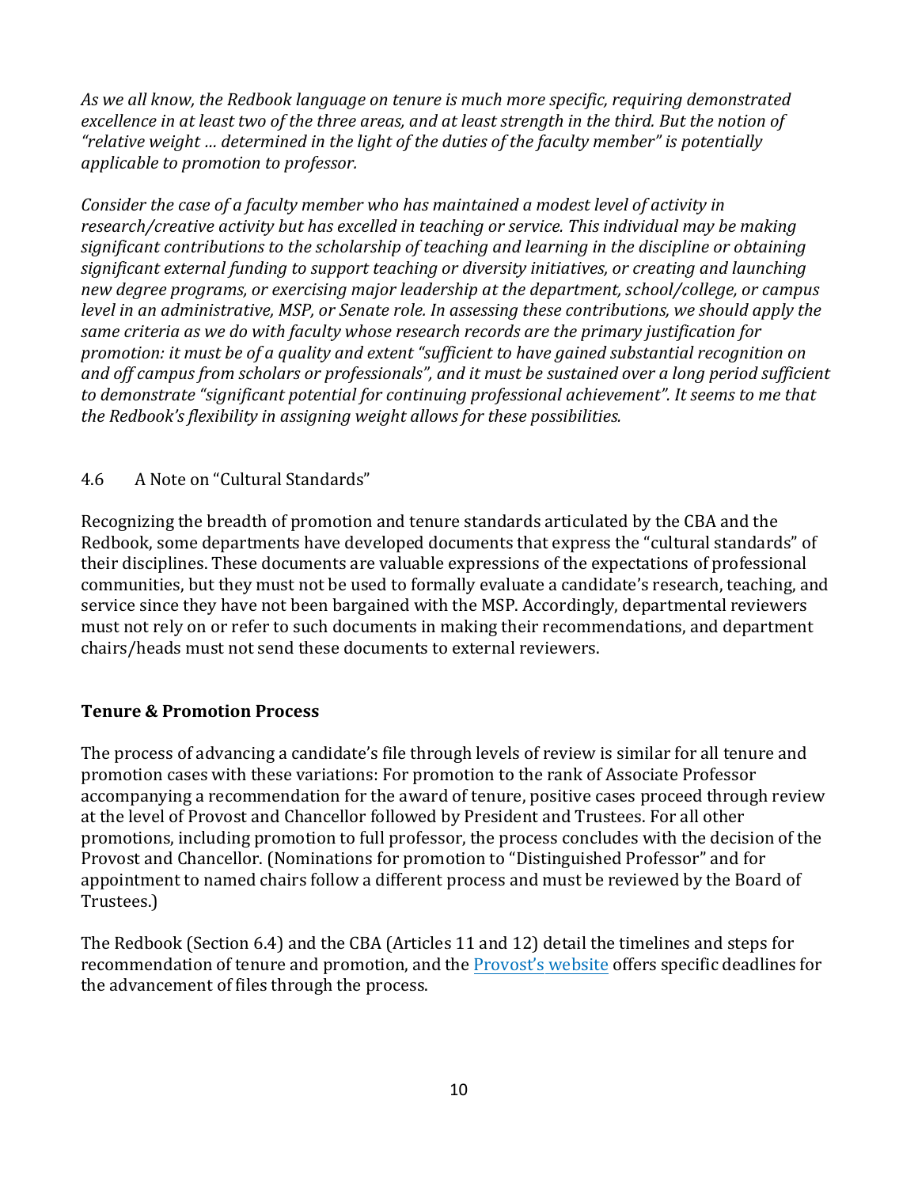*As we all know, the Redbook language on tenure is much more specific, requiring demonstrated excellence in at least two of the three areas, and at least strength in the third. But the notion of "relative weight … determined in the light of the duties of the faculty member" is potentially applicable to promotion to professor.*

*Consider the case of a faculty member who has maintained a modest level of activity in research/creative activity but has excelled in teaching or service. This individual may be making significant contributions to the scholarship of teaching and learning in the discipline or obtaining significant external funding to support teaching or diversity initiatives, or creating and launching new degree programs, or exercising major leadership at the department, school/college, or campus level in an administrative, MSP, or Senate role. In assessing these contributions, we should apply the same criteria as we do with faculty whose research records are the primary justification for promotion: it must be of a quality and extent "sufficient to have gained substantial recognition on and off campus from scholars or professionals", and it must be sustained over a long period sufficient to demonstrate "significant potential for continuing professional achievement". It seems to me that the Redbook's flexibility in assigning weight allows for these possibilities.*

### 4.6 A Note on "Cultural Standards"

Recognizing the breadth of promotion and tenure standards articulated by the CBA and the Redbook, some departments have developed documents that express the "cultural standards" of their disciplines. These documents are valuable expressions of the expectations of professional communities, but they must not be used to formally evaluate a candidate's research, teaching, and service since they have not been bargained with the MSP. Accordingly, departmental reviewers must not rely on or refer to such documents in making their recommendations, and department chairs/heads must not send these documents to external reviewers.

## Tenure & Promotion Process

The process of advancing a candidate's file through levels of review is similar for all tenure and promotion cases with these variations: For promotion to the rank of Associate Professor accompanying a recommendation for the award of tenure, positive cases proceed through review at the level of Provost and Chancellor followed by President and Trustees. For all other promotions, including promotion to full professor, the process concludes with the decision of the Provost and Chancellor. (Nominations for promotion to "Distinguished Professor" and for appointment to named chairs follow a different process and must be reviewed by the Board of Trustees.)

The Redbook (Section 6.4) and the CBA (Articles 11 and 12) detail the timelines and steps for recommendation of tenure and promotion, and the Provost's website offers specific deadlines for the advancement of files through the process.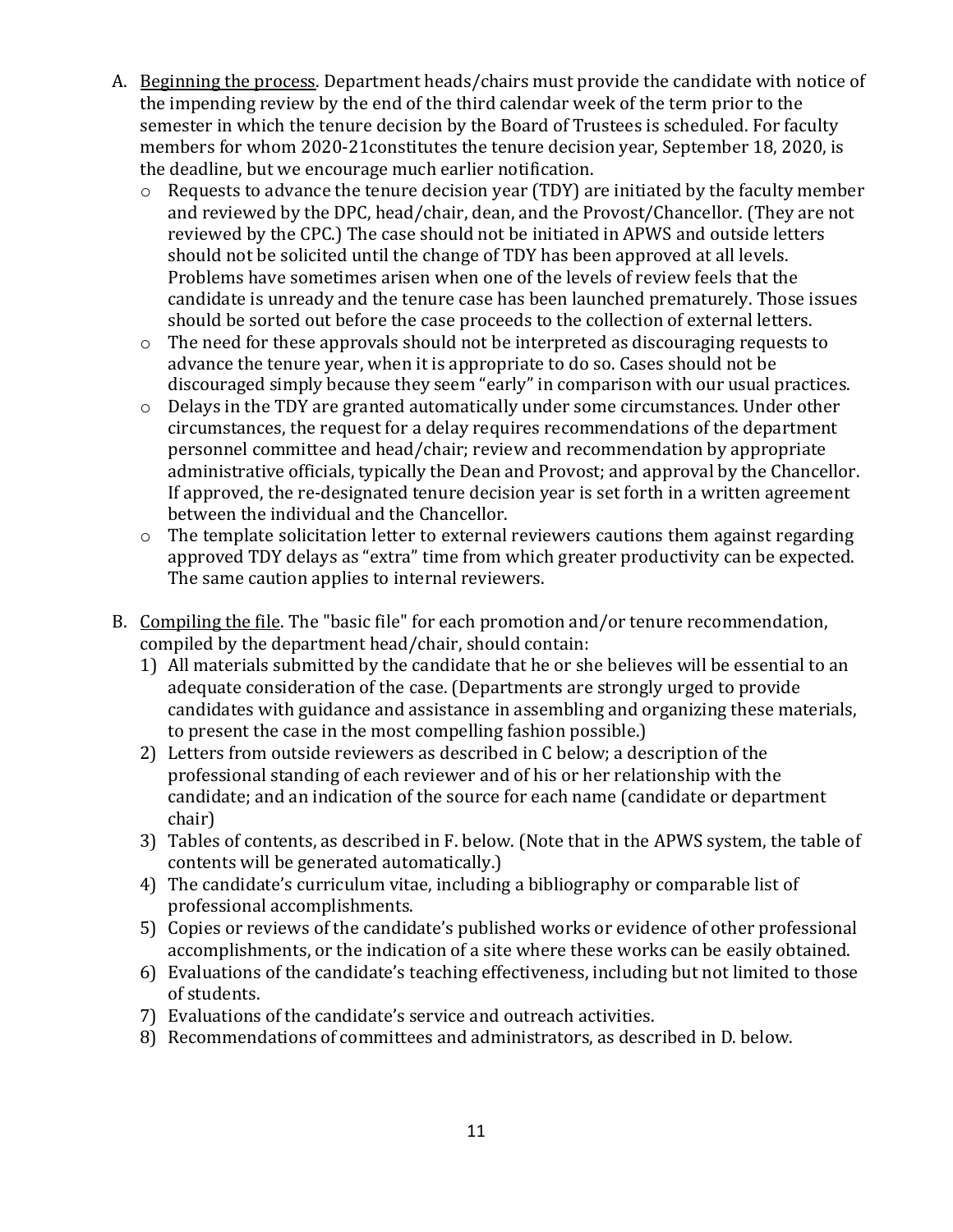A. <u>Beginning the process</u>. Department heads/chairs must provide the candidate with notice of the impending review by the end of the third calendar week of the term prior to the semester in which the tenure decision by the Board of Trustees is scheduled. For faculty members for whom 2020-21constitutes the tenure decision year, September 18, 2020, is the deadline, but we encourage much earlier notification.

   - Requests to advance the tenure decision year (TDY) are initiated by the faculty member and reviewed by the DPC, head/chair, dean, and the Provost/Chancellor. (They are not reviewed by the CPC.) The case should not be initiated in APWS and outside letters should not be solicited until the change of TDY has been approved at all levels. Problems have sometimes arisen when one of the levels of review feels that the candidate is unready and the tenure case has been launched prematurely. Those issues should be sorted out before the case proceeds to the collection of external letters.
   - The need for these approvals should not be interpreted as discouraging requests to advance the tenure year, when it is appropriate to do so. Cases should not be discouraged simply because they seem "early" in comparison with our usual practices.
   - Delays in the TDY are granted automatically under some circumstances. Under other circumstances, the request for a delay requires recommendations of the department personnel committee and head/chair; review and recommendation by appropriate administrative officials, typically the Dean and Provost; and approval by the Chancellor. If approved, the re-designated tenure decision year is set forth in a written agreement between the individual and the Chancellor.
   - The template solicitation letter to external reviewers cautions them against regarding approved TDY delays as "extra" time from which greater productivity can be expected. The same caution applies to internal reviewers.

B. <u>Compiling the file</u>. The "basic file" for each promotion and/or tenure recommendation, compiled by the department head/chair, should contain:

   1) All materials submitted by the candidate that he or she believes will be essential to an adequate consideration of the case. (Departments are strongly urged to provide candidates with guidance and assistance in assembling and organizing these materials, to present the case in the most compelling fashion possible.)
   2) Letters from outside reviewers as described in C below; a description of the professional standing of each reviewer and of his or her relationship with the candidate; and an indication of the source for each name (candidate or department chair)
   3) Tables of contents, as described in F. below. (Note that in the APWS system, the table of contents will be generated automatically.)
   4) The candidate's curriculum vitae, including a bibliography or comparable list of professional accomplishments.
   5) Copies or reviews of the candidate's published works or evidence of other professional accomplishments, or the indication of a site where these works can be easily obtained.
   6) Evaluations of the candidate's teaching effectiveness, including but not limited to those of students.
   7) Evaluations of the candidate's service and outreach activities.
   8) Recommendations of committees and administrators, as described in D. below.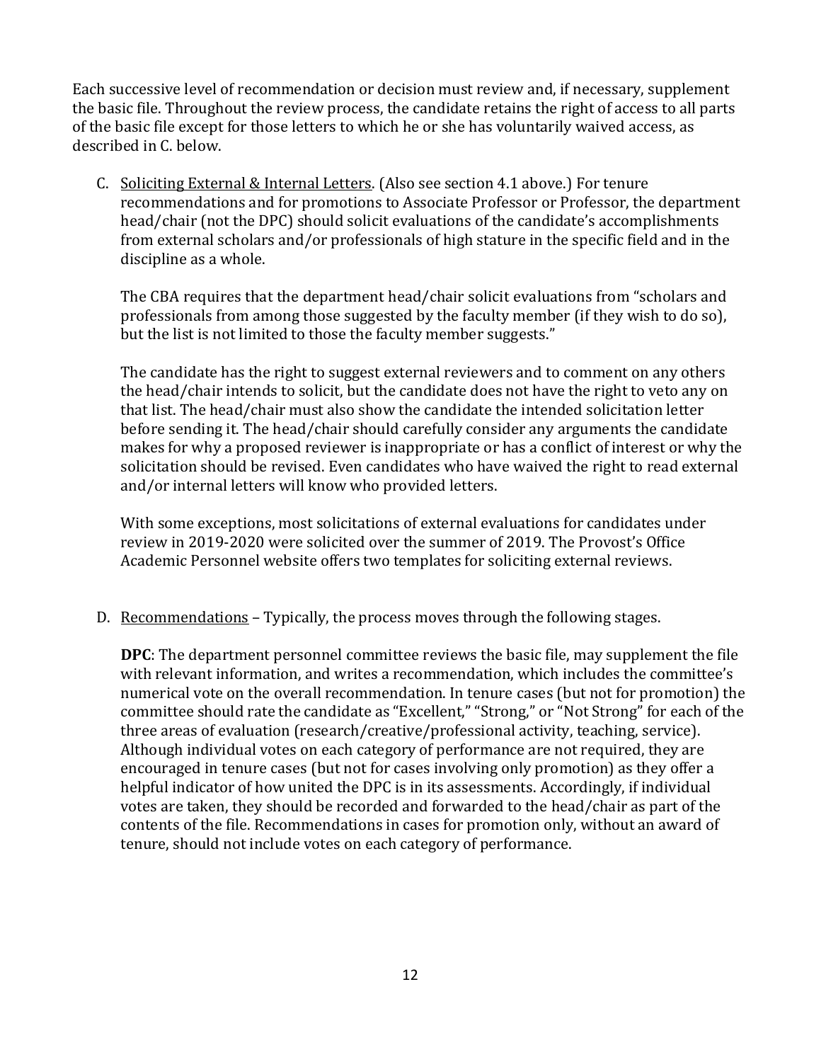Each successive level of recommendation or decision must review and, if necessary, supplement the basic file. Throughout the review process, the candidate retains the right of access to all parts of the basic file except for those letters to which he or she has voluntarily waived access, as described in C. below.

C. Soliciting External & Internal Letters. (Also see section 4.1 above.) For tenure recommendations and for promotions to Associate Professor or Professor, the department head/chair (not the DPC) should solicit evaluations of the candidate's accomplishments from external scholars and/or professionals of high stature in the specific field and in the discipline as a whole.

   The CBA requires that the department head/chair solicit evaluations from "scholars and professionals from among those suggested by the faculty member (if they wish to do so), but the list is not limited to those the faculty member suggests."

   The candidate has the right to suggest external reviewers and to comment on any others the head/chair intends to solicit, but the candidate does not have the right to veto any on that list. The head/chair must also show the candidate the intended solicitation letter before sending it. The head/chair should carefully consider any arguments the candidate makes for why a proposed reviewer is inappropriate or has a conflict of interest or why the solicitation should be revised. Even candidates who have waived the right to read external and/or internal letters will know who provided letters.

   With some exceptions, most solicitations of external evaluations for candidates under review in 2019-2020 were solicited over the summer of 2019. The Provost's Office Academic Personnel website offers two templates for soliciting external reviews.

D. Recommendations – Typically, the process moves through the following stages.

   **DPC**: The department personnel committee reviews the basic file, may supplement the file with relevant information, and writes a recommendation, which includes the committee's numerical vote on the overall recommendation. In tenure cases (but not for promotion) the committee should rate the candidate as "Excellent," "Strong," or "Not Strong" for each of the three areas of evaluation (research/creative/professional activity, teaching, service). Although individual votes on each category of performance are not required, they are encouraged in tenure cases (but not for cases involving only promotion) as they offer a helpful indicator of how united the DPC is in its assessments. Accordingly, if individual votes are taken, they should be recorded and forwarded to the head/chair as part of the contents of the file. Recommendations in cases for promotion only, without an award of tenure, should not include votes on each category of performance.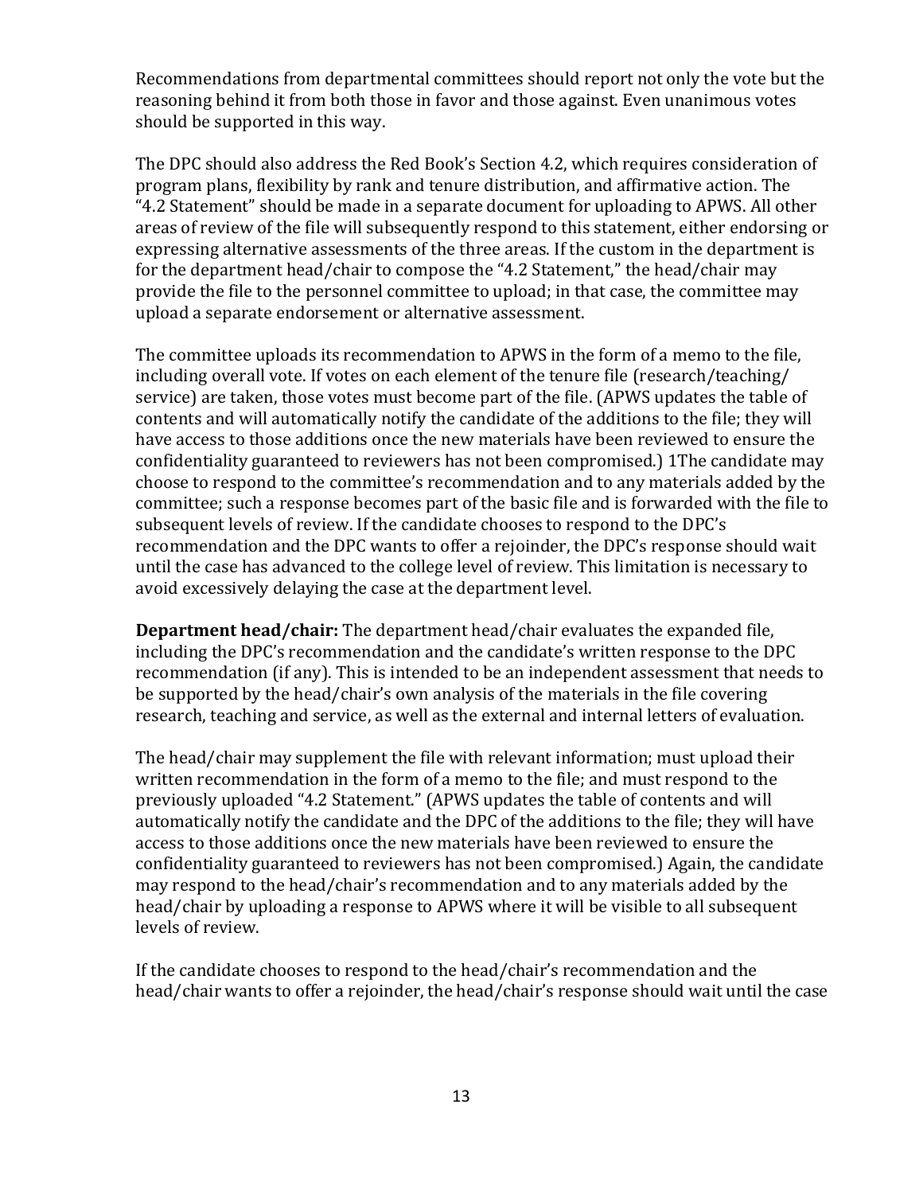Recommendations from departmental committees should report not only the vote but the reasoning behind it from both those in favor and those against. Even unanimous votes should be supported in this way.

The DPC should also address the Red Book's Section 4.2, which requires consideration of program plans, flexibility by rank and tenure distribution, and affirmative action. The "4.2 Statement" should be made in a separate document for uploading to APWS. All other areas of review of the file will subsequently respond to this statement, either endorsing or expressing alternative assessments of the three areas. If the custom in the department is for the department head/chair to compose the "4.2 Statement," the head/chair may provide the file to the personnel committee to upload; in that case, the committee may upload a separate endorsement or alternative assessment.

The committee uploads its recommendation to APWS in the form of a memo to the file, including overall vote. If votes on each element of the tenure file (research/teaching/service) are taken, those votes must become part of the file. (APWS updates the table of contents and will automatically notify the candidate of the additions to the file; they will have access to those additions once the new materials have been reviewed to ensure the confidentiality guaranteed to reviewers has not been compromised.) [1]The candidate may choose to respond to the committee's recommendation and to any materials added by the committee; such a response becomes part of the basic file and is forwarded with the file to subsequent levels of review. If the candidate chooses to respond to the DPC's recommendation and the DPC wants to offer a rejoinder, the DPC's response should wait until the case has advanced to the college level of review. This limitation is necessary to avoid excessively delaying the case at the department level.

**Department head/chair:** The department head/chair evaluates the expanded file, including the DPC's recommendation and the candidate's written response to the DPC recommendation (if any). This is intended to be an independent assessment that needs to be supported by the head/chair's own analysis of the materials in the file covering research, teaching and service, as well as the external and internal letters of evaluation.

The head/chair may supplement the file with relevant information; must upload their written recommendation in the form of a memo to the file; and must respond to the previously uploaded "4.2 Statement." (APWS updates the table of contents and will automatically notify the candidate and the DPC of the additions to the file; they will have access to those additions once the new materials have been reviewed to ensure the confidentiality guaranteed to reviewers has not been compromised.) Again, the candidate may respond to the head/chair's recommendation and to any materials added by the head/chair by uploading a response to APWS where it will be visible to all subsequent levels of review.

If the candidate chooses to respond to the head/chair's recommendation and the head/chair wants to offer a rejoinder, the head/chair's response should wait until the case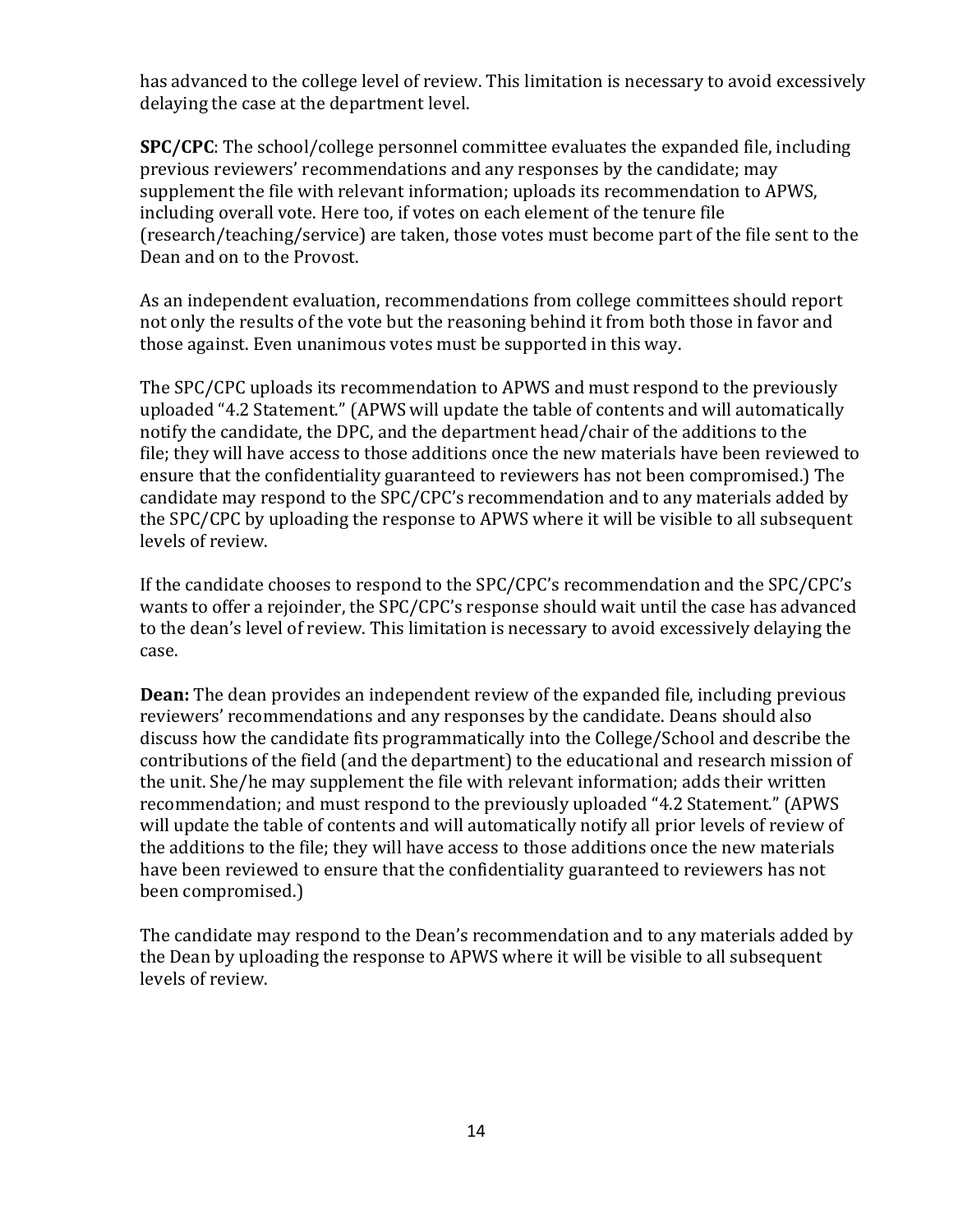has advanced to the college level of review. This limitation is necessary to avoid excessively delaying the case at the department level.

**SPC/CPC**: The school/college personnel committee evaluates the expanded file, including previous reviewers' recommendations and any responses by the candidate; may supplement the file with relevant information; uploads its recommendation to APWS, including overall vote. Here too, if votes on each element of the tenure file (research/teaching/service) are taken, those votes must become part of the file sent to the Dean and on to the Provost.

As an independent evaluation, recommendations from college committees should report not only the results of the vote but the reasoning behind it from both those in favor and those against. Even unanimous votes must be supported in this way.

The SPC/CPC uploads its recommendation to APWS and must respond to the previously uploaded "4.2 Statement." (APWS will update the table of contents and will automatically notify the candidate, the DPC, and the department head/chair of the additions to the file; they will have access to those additions once the new materials have been reviewed to ensure that the confidentiality guaranteed to reviewers has not been compromised.) The candidate may respond to the SPC/CPC's recommendation and to any materials added by the SPC/CPC by uploading the response to APWS where it will be visible to all subsequent levels of review.

If the candidate chooses to respond to the SPC/CPC's recommendation and the SPC/CPC's wants to offer a rejoinder, the SPC/CPC's response should wait until the case has advanced to the dean's level of review. This limitation is necessary to avoid excessively delaying the case.

**Dean:** The dean provides an independent review of the expanded file, including previous reviewers' recommendations and any responses by the candidate. Deans should also discuss how the candidate fits programmatically into the College/School and describe the contributions of the field (and the department) to the educational and research mission of the unit. She/he may supplement the file with relevant information; adds their written recommendation; and must respond to the previously uploaded "4.2 Statement." (APWS will update the table of contents and will automatically notify all prior levels of review of the additions to the file; they will have access to those additions once the new materials have been reviewed to ensure that the confidentiality guaranteed to reviewers has not been compromised.)

The candidate may respond to the Dean's recommendation and to any materials added by the Dean by uploading the response to APWS where it will be visible to all subsequent levels of review.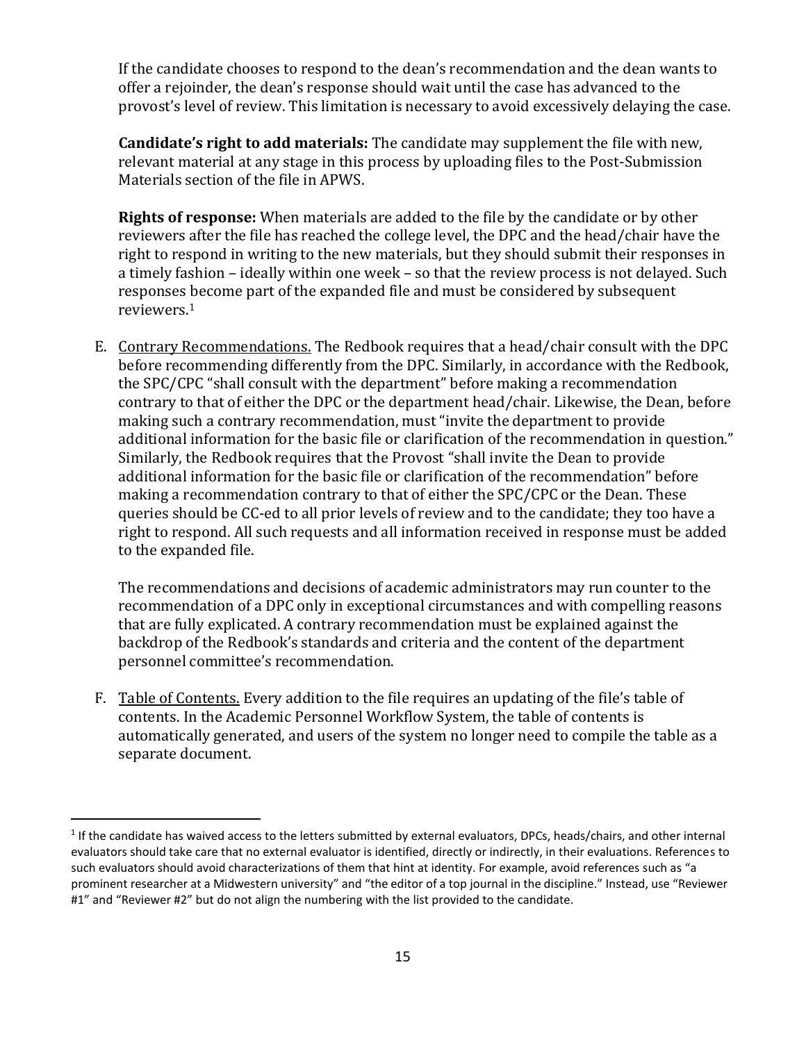If the candidate chooses to respond to the dean's recommendation and the dean wants to offer a rejoinder, the dean's response should wait until the case has advanced to the provost's level of review. This limitation is necessary to avoid excessively delaying the case.

**Candidate's right to add materials:** The candidate may supplement the file with new, relevant material at any stage in this process by uploading files to the Post-Submission Materials section of the file in APWS.

**Rights of response:** When materials are added to the file by the candidate or by other reviewers after the file has reached the college level, the DPC and the head/chair have the right to respond in writing to the new materials, but they should submit their responses in a timely fashion – ideally within one week – so that the review process is not delayed. Such responses become part of the expanded file and must be considered by subsequent reviewers.[1]

E. <u>Contrary Recommendations.</u> The Redbook requires that a head/chair consult with the DPC before recommending differently from the DPC. Similarly, in accordance with the Redbook, the SPC/CPC "shall consult with the department" before making a recommendation contrary to that of either the DPC or the department head/chair. Likewise, the Dean, before making such a contrary recommendation, must "invite the department to provide additional information for the basic file or clarification of the recommendation in question." Similarly, the Redbook requires that the Provost "shall invite the Dean to provide additional information for the basic file or clarification of the recommendation" before making a recommendation contrary to that of either the SPC/CPC or the Dean. These queries should be CC-ed to all prior levels of review and to the candidate; they too have a right to respond. All such requests and all information received in response must be added to the expanded file.

   The recommendations and decisions of academic administrators may run counter to the recommendation of a DPC only in exceptional circumstances and with compelling reasons that are fully explicated. A contrary recommendation must be explained against the backdrop of the Redbook's standards and criteria and the content of the department personnel committee's recommendation.

F. <u>Table of Contents.</u> Every addition to the file requires an updating of the file's table of contents. In the Academic Personnel Workflow System, the table of contents is automatically generated, and users of the system no longer need to compile the table as a separate document.

---

[1] If the candidate has waived access to the letters submitted by external evaluators, DPCs, heads/chairs, and other internal evaluators should take care that no external evaluator is identified, directly or indirectly, in their evaluations. References to such evaluators should avoid characterizations of them that hint at identity. For example, avoid references such as "a prominent researcher at a Midwestern university" and "the editor of a top journal in the discipline." Instead, use "Reviewer #1" and "Reviewer #2" but do not align the numbering with the list provided to the candidate.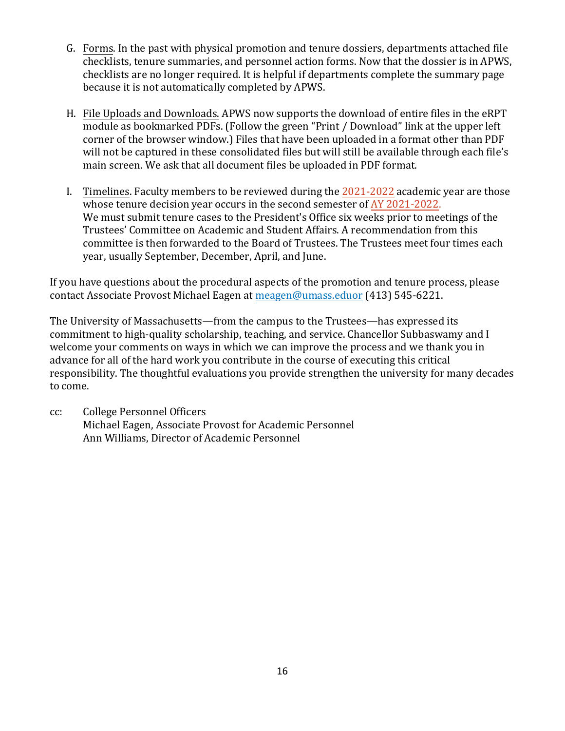G. Forms. In the past with physical promotion and tenure dossiers, departments attached file checklists, tenure summaries, and personnel action forms. Now that the dossier is in APWS, checklists are no longer required. It is helpful if departments complete the summary page because it is not automatically completed by APWS.

H. File Uploads and Downloads. APWS now supports the download of entire files in the eRPT module as bookmarked PDFs. (Follow the green "Print / Download" link at the upper left corner of the browser window.) Files that have been uploaded in a format other than PDF will not be captured in these consolidated files but will still be available through each file's main screen. We ask that all document files be uploaded in PDF format.

I. Timelines. Faculty members to be reviewed during the 2021-2022 academic year are those whose tenure decision year occurs in the second semester of AY 2021-2022.
We must submit tenure cases to the President's Office six weeks prior to meetings of the Trustees' Committee on Academic and Student Affairs. A recommendation from this committee is then forwarded to the Board of Trustees. The Trustees meet four times each year, usually September, December, April, and June.

If you have questions about the procedural aspects of the promotion and tenure process, please contact Associate Provost Michael Eagen at meagen@umass.eduor (413) 545-6221.

The University of Massachusetts—from the campus to the Trustees—has expressed its commitment to high-quality scholarship, teaching, and service. Chancellor Subbaswamy and I welcome your comments on ways in which we can improve the process and we thank you in advance for all of the hard work you contribute in the course of executing this critical responsibility. The thoughtful evaluations you provide strengthen the university for many decades to come.

cc: College Personnel Officers
Michael Eagen, Associate Provost for Academic Personnel
Ann Williams, Director of Academic Personnel